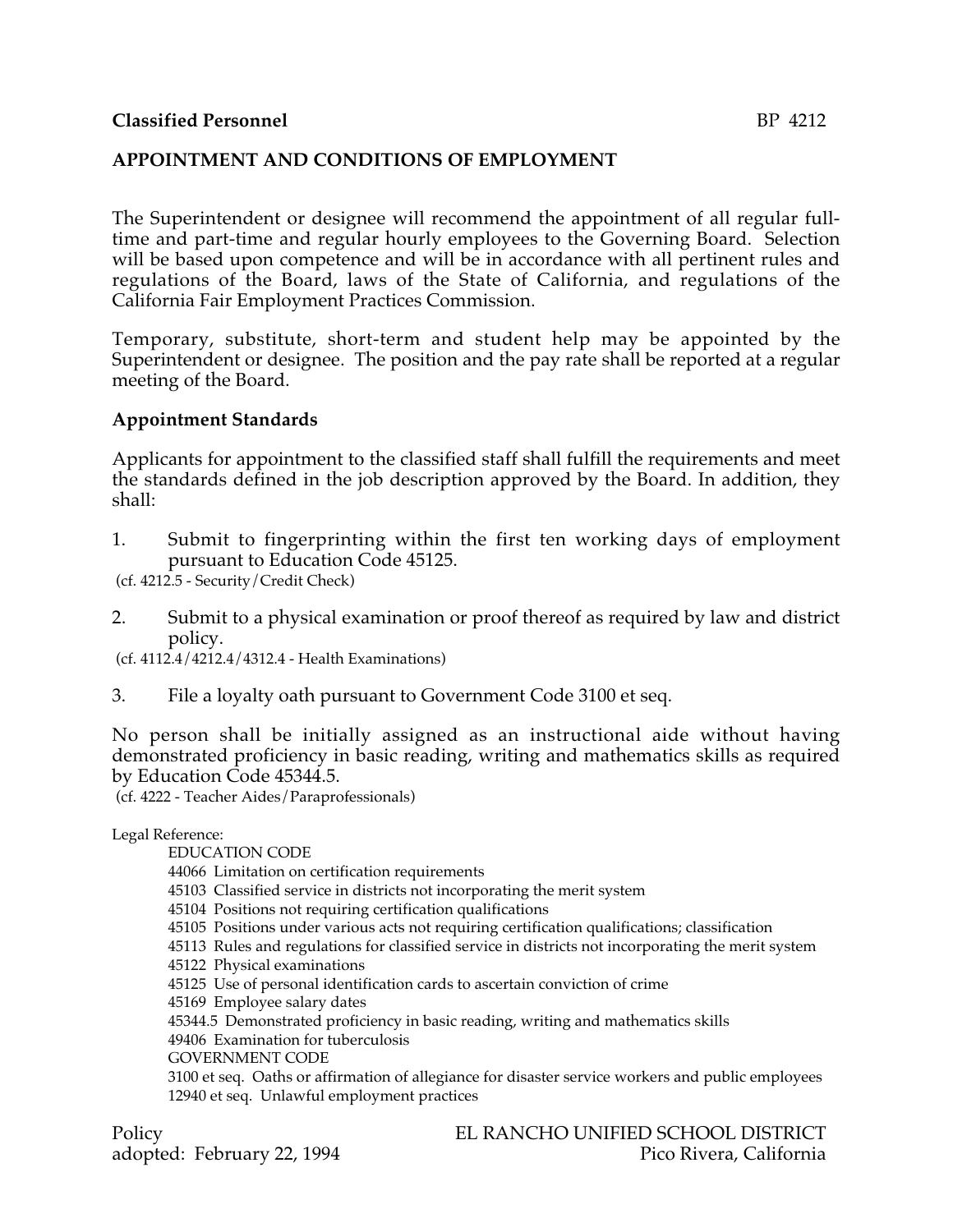**Classified Personnel** BP 4212

## APPOINTMENT AND CONDITIONS OF EMPLOYMENT

The Superintendent or designee will recommend the appointment of all regular full-time and part-time and regular hourly employees to the Governing Board. Selection will be based upon competence and will be in accordance with all pertinent rules and regulations of the Board, laws of the State of California, and regulations of the California Fair Employment Practices Commission.

Temporary, substitute, short-term and student help may be appointed by the Superintendent or designee. The position and the pay rate shall be reported at a regular meeting of the Board.

### Appointment Standards

Applicants for appointment to the classified staff shall fulfill the requirements and meet the standards defined in the job description approved by the Board. In addition, they shall:

1. Submit to fingerprinting within the first ten working days of employment pursuant to Education Code 45125.

(cf. 4212.5 - Security/Credit Check)

2. Submit to a physical examination or proof thereof as required by law and district policy.

(cf. 4112.4/4212.4/4312.4 - Health Examinations)

3. File a loyalty oath pursuant to Government Code 3100 et seq.

No person shall be initially assigned as an instructional aide without having demonstrated proficiency in basic reading, writing and mathematics skills as required by Education Code 45344.5.

(cf. 4222 - Teacher Aides/Paraprofessionals)

Legal Reference:

EDUCATION CODE
44066 Limitation on certification requirements
45103 Classified service in districts not incorporating the merit system
45104 Positions not requiring certification qualifications
45105 Positions under various acts not requiring certification qualifications; classification
45113 Rules and regulations for classified service in districts not incorporating the merit system
45122 Physical examinations
45125 Use of personal identification cards to ascertain conviction of crime
45169 Employee salary dates
45344.5 Demonstrated proficiency in basic reading, writing and mathematics skills
49406 Examination for tuberculosis
GOVERNMENT CODE
3100 et seq. Oaths or affirmation of allegiance for disaster service workers and public employees
12940 et seq. Unlawful employment practices

Policy
adopted: February 22, 1994

EL RANCHO UNIFIED SCHOOL DISTRICT
Pico Rivera, California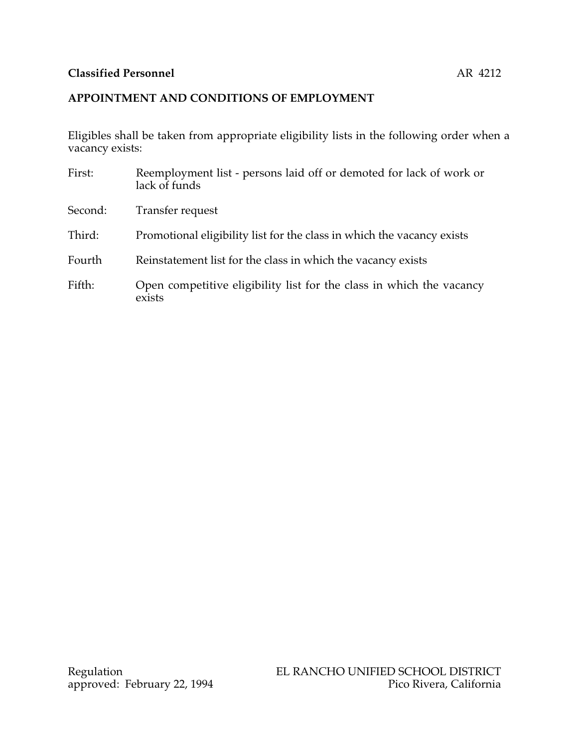**Classified Personnel** AR 4212

**APPOINTMENT AND CONDITIONS OF EMPLOYMENT**

Eligibles shall be taken from appropriate eligibility lists in the following order when a vacancy exists:

| | |
|---|---|
| First: | Reemployment list - persons laid off or demoted for lack of work or lack of funds |
| Second: | Transfer request |
| Third: | Promotional eligibility list for the class in which the vacancy exists |
| Fourth | Reinstatement list for the class in which the vacancy exists |
| Fifth: | Open competitive eligibility list for the class in which the vacancy exists |

Regulation
approved: February 22, 1994

EL RANCHO UNIFIED SCHOOL DISTRICT
Pico Rivera, California